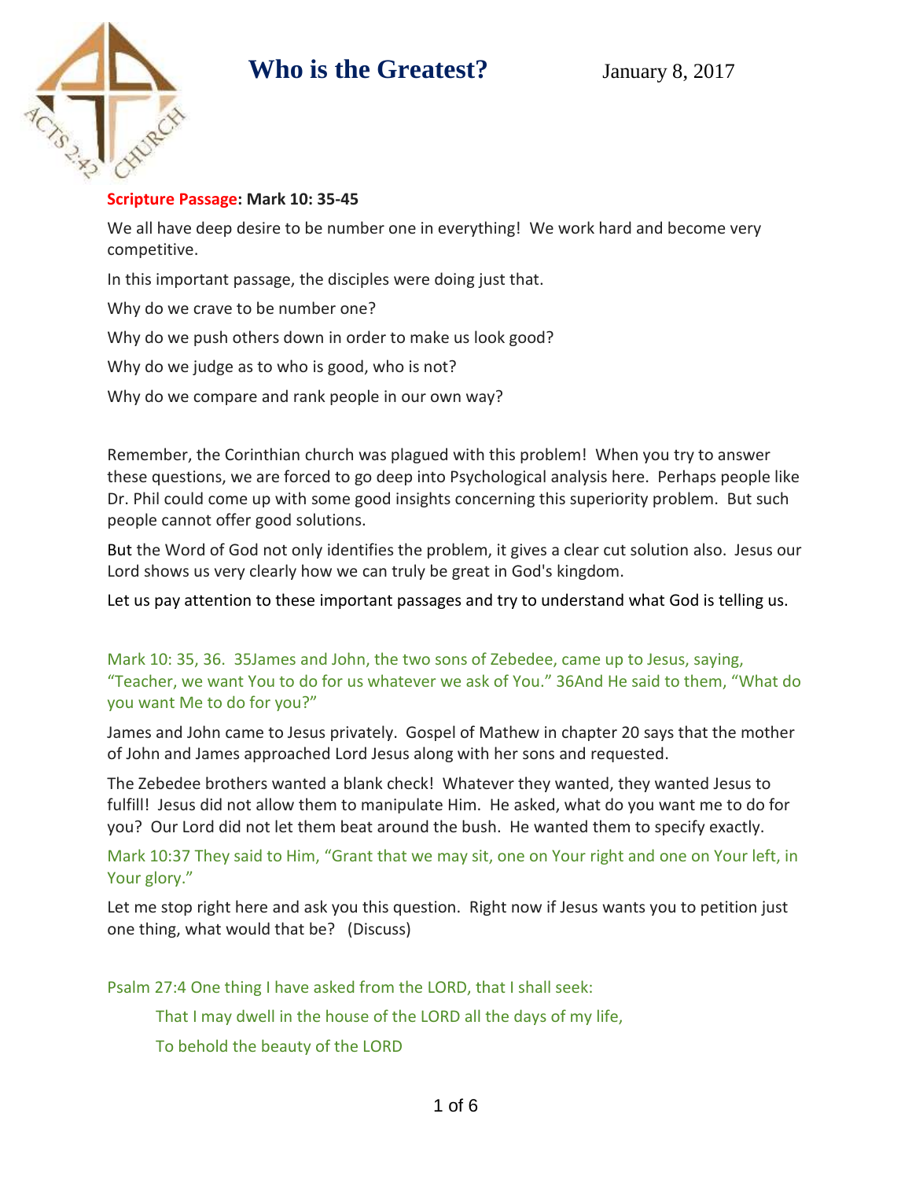# Who is the Greatest?

January 8, 2017

**Scripture Passage: Mark 10: 35-45**

We all have deep desire to be number one in everything! We work hard and become very competitive.

In this important passage, the disciples were doing just that.

Why do we crave to be number one?

Why do we push others down in order to make us look good?

Why do we judge as to who is good, who is not?

Why do we compare and rank people in our own way?

Remember, the Corinthian church was plagued with this problem! When you try to answer these questions, we are forced to go deep into Psychological analysis here. Perhaps people like Dr. Phil could come up with some good insights concerning this superiority problem. But such people cannot offer good solutions.

But the Word of God not only identifies the problem, it gives a clear cut solution also. Jesus our Lord shows us very clearly how we can truly be great in God's kingdom.

Let us pay attention to these important passages and try to understand what God is telling us.

Mark 10: 35, 36. 35James and John, the two sons of Zebedee, came up to Jesus, saying, "Teacher, we want You to do for us whatever we ask of You." 36And He said to them, "What do you want Me to do for you?"

James and John came to Jesus privately. Gospel of Mathew in chapter 20 says that the mother of John and James approached Lord Jesus along with her sons and requested.

The Zebedee brothers wanted a blank check! Whatever they wanted, they wanted Jesus to fulfill! Jesus did not allow them to manipulate Him. He asked, what do you want me to do for you? Our Lord did not let them beat around the bush. He wanted them to specify exactly.

Mark 10:37 They said to Him, "Grant that we may sit, one on Your right and one on Your left, in Your glory."

Let me stop right here and ask you this question. Right now if Jesus wants you to petition just one thing, what would that be? (Discuss)

Psalm 27:4 One thing I have asked from the LORD, that I shall seek:

> That I may dwell in the house of the LORD all the days of my life,
>
> To behold the beauty of the LORD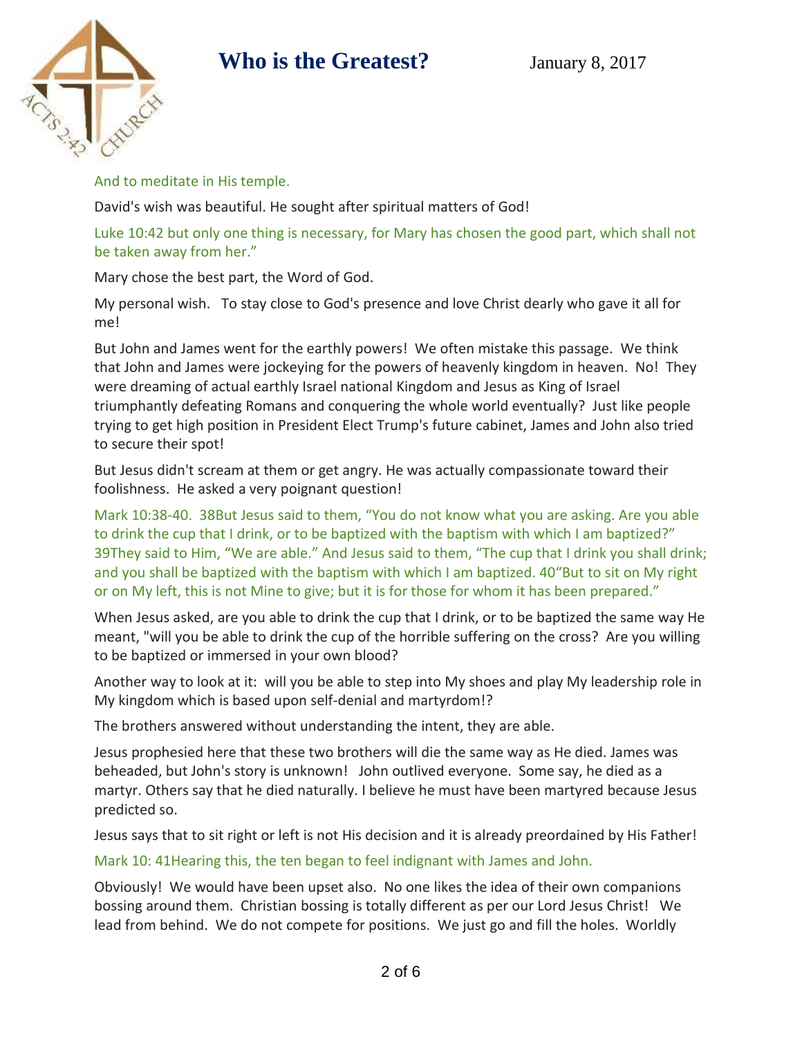And to meditate in His temple.

David's wish was beautiful. He sought after spiritual matters of God!

Luke 10:42 but only one thing is necessary, for Mary has chosen the good part, which shall not be taken away from her."

Mary chose the best part, the Word of God.

My personal wish. To stay close to God's presence and love Christ dearly who gave it all for me!

But John and James went for the earthly powers! We often mistake this passage. We think that John and James were jockeying for the powers of heavenly kingdom in heaven. No! They were dreaming of actual earthly Israel national Kingdom and Jesus as King of Israel triumphantly defeating Romans and conquering the whole world eventually? Just like people trying to get high position in President Elect Trump's future cabinet, James and John also tried to secure their spot!

But Jesus didn't scream at them or get angry. He was actually compassionate toward their foolishness. He asked a very poignant question!

Mark 10:38-40. 38But Jesus said to them, "You do not know what you are asking. Are you able to drink the cup that I drink, or to be baptized with the baptism with which I am baptized?" 39They said to Him, "We are able." And Jesus said to them, "The cup that I drink you shall drink; and you shall be baptized with the baptism with which I am baptized. 40"But to sit on My right or on My left, this is not Mine to give; but it is for those for whom it has been prepared."

When Jesus asked, are you able to drink the cup that I drink, or to be baptized the same way He meant, "will you be able to drink the cup of the horrible suffering on the cross? Are you willing to be baptized or immersed in your own blood?

Another way to look at it: will you be able to step into My shoes and play My leadership role in My kingdom which is based upon self-denial and martyrdom!?

The brothers answered without understanding the intent, they are able.

Jesus prophesied here that these two brothers will die the same way as He died. James was beheaded, but John's story is unknown! John outlived everyone. Some say, he died as a martyr. Others say that he died naturally. I believe he must have been martyred because Jesus predicted so.

Jesus says that to sit right or left is not His decision and it is already preordained by His Father!

Mark 10: 41Hearing this, the ten began to feel indignant with James and John.

Obviously! We would have been upset also. No one likes the idea of their own companions bossing around them. Christian bossing is totally different as per our Lord Jesus Christ! We lead from behind. We do not compete for positions. We just go and fill the holes. Worldly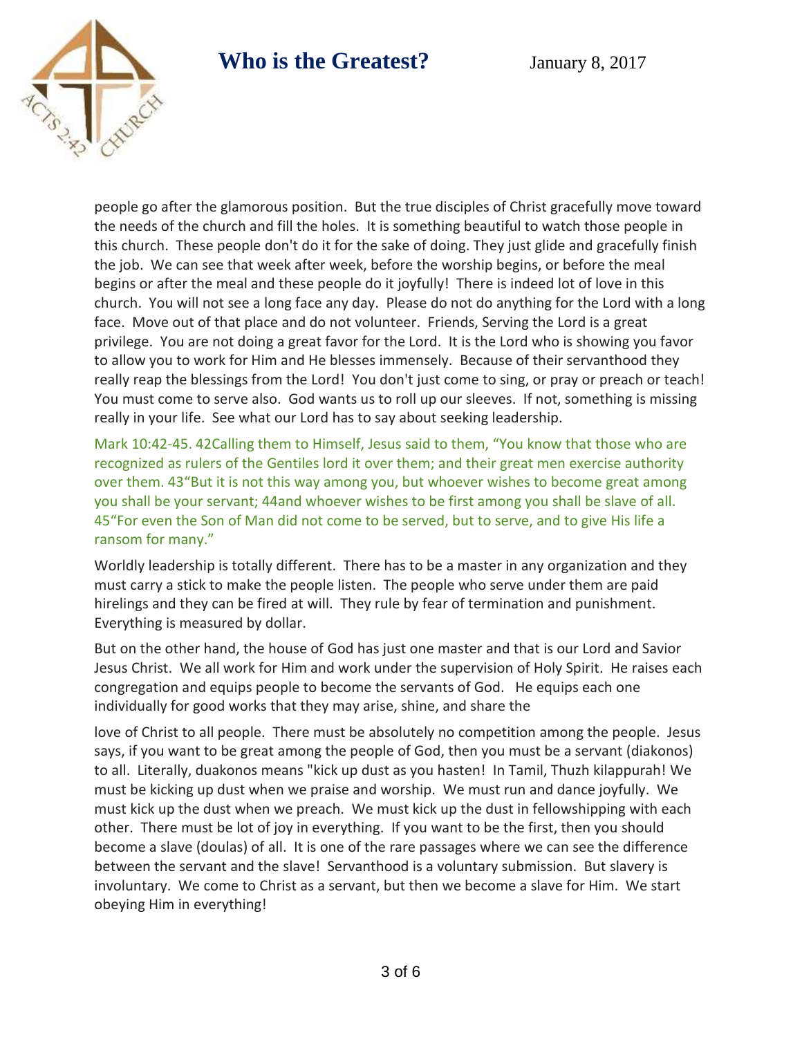people go after the glamorous position. But the true disciples of Christ gracefully move toward the needs of the church and fill the holes. It is something beautiful to watch those people in this church. These people don't do it for the sake of doing. They just glide and gracefully finish the job. We can see that week after week, before the worship begins, or before the meal begins or after the meal and these people do it joyfully! There is indeed lot of love in this church. You will not see a long face any day. Please do not do anything for the Lord with a long face. Move out of that place and do not volunteer. Friends, Serving the Lord is a great privilege. You are not doing a great favor for the Lord. It is the Lord who is showing you favor to allow you to work for Him and He blesses immensely. Because of their servanthood they really reap the blessings from the Lord! You don't just come to sing, or pray or preach or teach! You must come to serve also. God wants us to roll up our sleeves. If not, something is missing really in your life. See what our Lord has to say about seeking leadership.

Mark 10:42-45. 42Calling them to Himself, Jesus said to them, "You know that those who are recognized as rulers of the Gentiles lord it over them; and their great men exercise authority over them. 43"But it is not this way among you, but whoever wishes to become great among you shall be your servant; 44and whoever wishes to be first among you shall be slave of all. 45"For even the Son of Man did not come to be served, but to serve, and to give His life a ransom for many."

Worldly leadership is totally different. There has to be a master in any organization and they must carry a stick to make the people listen. The people who serve under them are paid hirelings and they can be fired at will. They rule by fear of termination and punishment. Everything is measured by dollar.

But on the other hand, the house of God has just one master and that is our Lord and Savior Jesus Christ. We all work for Him and work under the supervision of Holy Spirit. He raises each congregation and equips people to become the servants of God. He equips each one individually for good works that they may arise, shine, and share the love of Christ to all people. There must be absolutely no competition among the people. Jesus says, if you want to be great among the people of God, then you must be a servant (diakonos) to all. Literally, duakonos means "kick up dust as you hasten! In Tamil, Thuzh kilappurah! We must be kicking up dust when we praise and worship. We must run and dance joyfully. We must kick up the dust when we preach. We must kick up the dust in fellowshipping with each other. There must be lot of joy in everything. If you want to be the first, then you should become a slave (doulas) of all. It is one of the rare passages where we can see the difference between the servant and the slave! Servanthood is a voluntary submission. But slavery is involuntary. We come to Christ as a servant, but then we become a slave for Him. We start obeying Him in everything!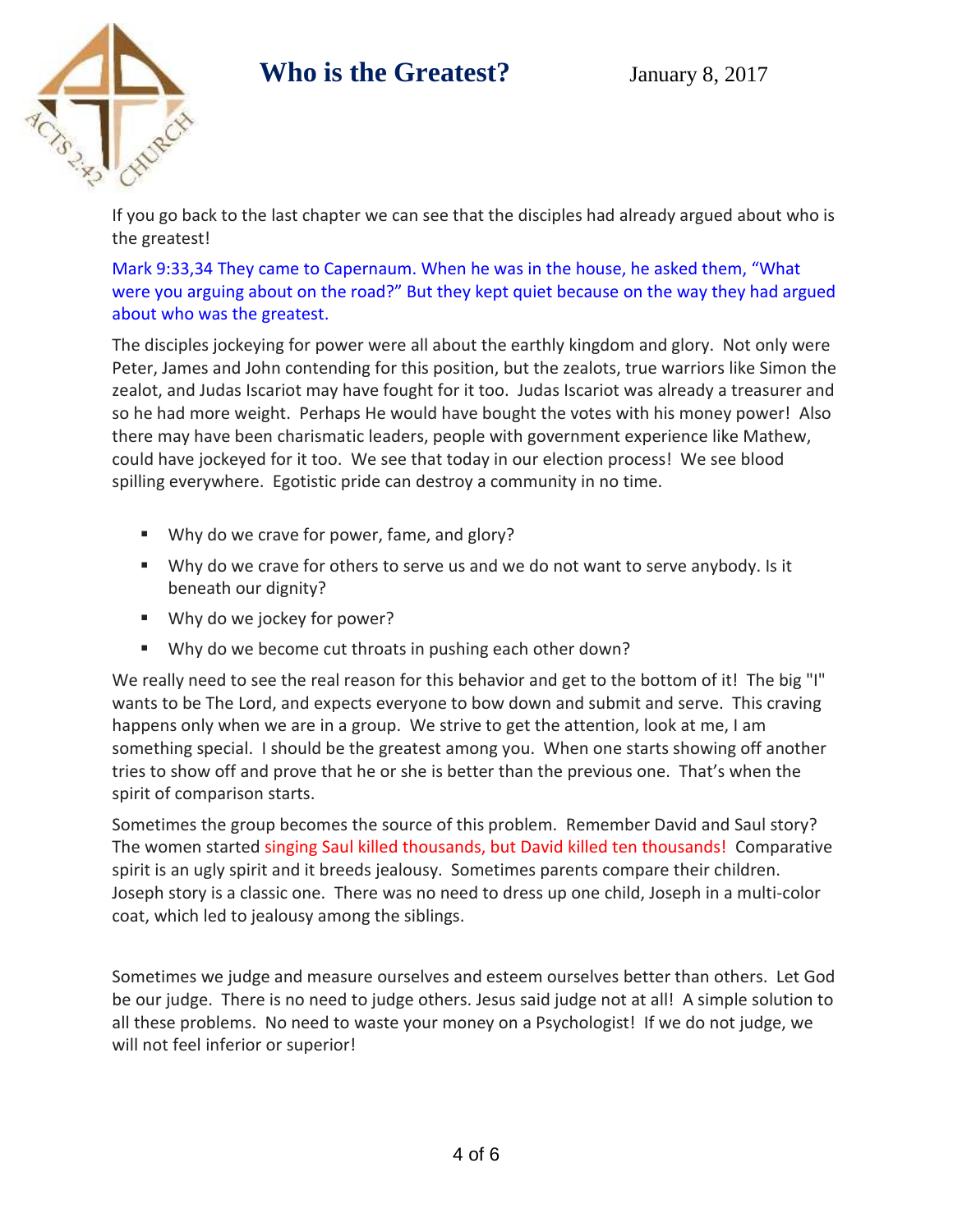# Who is the Greatest?

January 8, 2017

If you go back to the last chapter we can see that the disciples had already argued about who is the greatest!

Mark 9:33,34 They came to Capernaum. When he was in the house, he asked them, "What were you arguing about on the road?" But they kept quiet because on the way they had argued about who was the greatest.

The disciples jockeying for power were all about the earthly kingdom and glory. Not only were Peter, James and John contending for this position, but the zealots, true warriors like Simon the zealot, and Judas Iscariot may have fought for it too. Judas Iscariot was already a treasurer and so he had more weight. Perhaps He would have bought the votes with his money power! Also there may have been charismatic leaders, people with government experience like Mathew, could have jockeyed for it too. We see that today in our election process! We see blood spilling everywhere. Egotistic pride can destroy a community in no time.

- Why do we crave for power, fame, and glory?
- Why do we crave for others to serve us and we do not want to serve anybody. Is it beneath our dignity?
- Why do we jockey for power?
- Why do we become cut throats in pushing each other down?

We really need to see the real reason for this behavior and get to the bottom of it! The big "I" wants to be The Lord, and expects everyone to bow down and submit and serve. This craving happens only when we are in a group. We strive to get the attention, look at me, I am something special. I should be the greatest among you. When one starts showing off another tries to show off and prove that he or she is better than the previous one. That's when the spirit of comparison starts.

Sometimes the group becomes the source of this problem. Remember David and Saul story? The women started singing Saul killed thousands, but David killed ten thousands! Comparative spirit is an ugly spirit and it breeds jealousy. Sometimes parents compare their children. Joseph story is a classic one. There was no need to dress up one child, Joseph in a multi-color coat, which led to jealousy among the siblings.

Sometimes we judge and measure ourselves and esteem ourselves better than others. Let God be our judge. There is no need to judge others. Jesus said judge not at all! A simple solution to all these problems. No need to waste your money on a Psychologist! If we do not judge, we will not feel inferior or superior!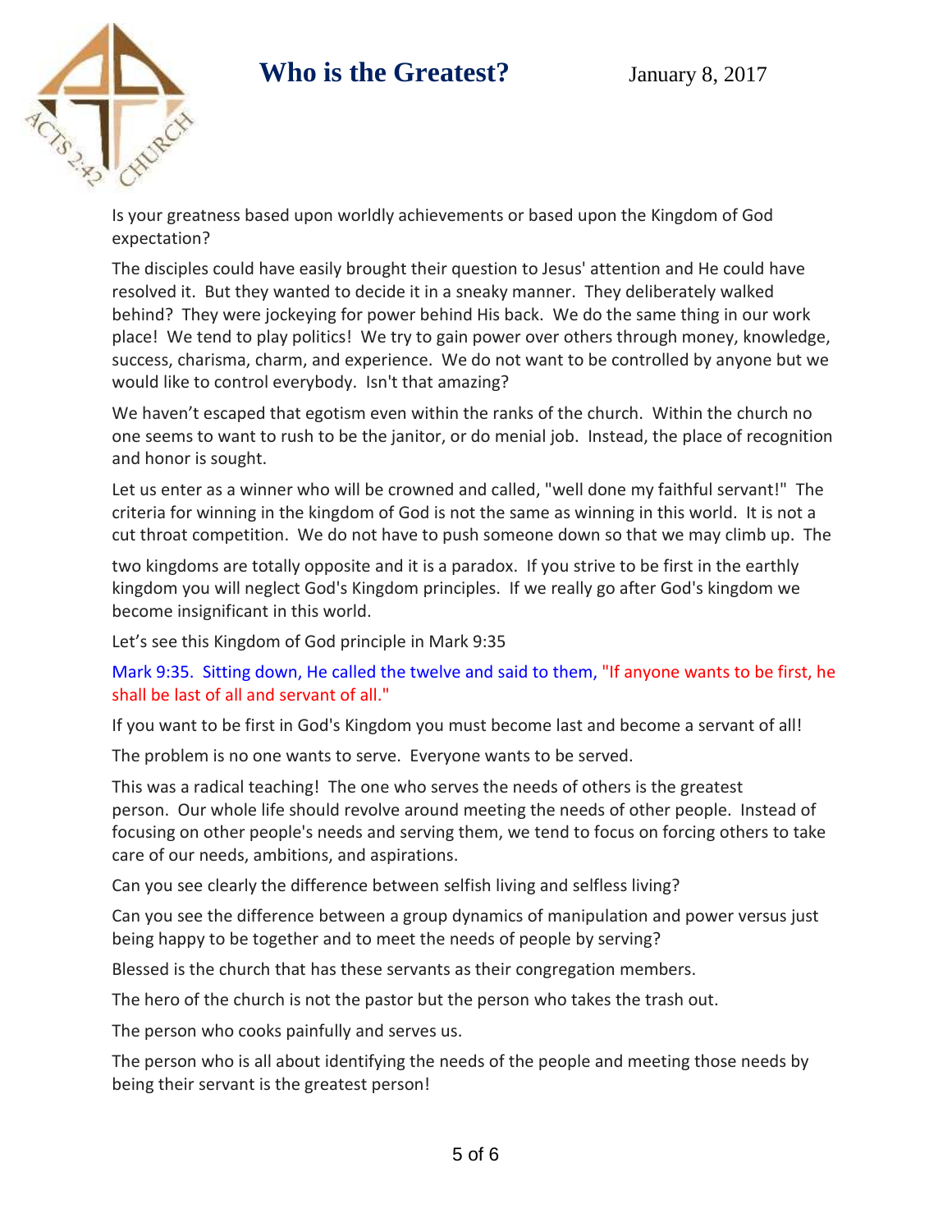# Who is the Greatest?

January 8, 2017

Is your greatness based upon worldly achievements or based upon the Kingdom of God expectation?

The disciples could have easily brought their question to Jesus' attention and He could have resolved it. But they wanted to decide it in a sneaky manner. They deliberately walked behind? They were jockeying for power behind His back. We do the same thing in our work place! We tend to play politics! We try to gain power over others through money, knowledge, success, charisma, charm, and experience. We do not want to be controlled by anyone but we would like to control everybody. Isn't that amazing?

We haven't escaped that egotism even within the ranks of the church. Within the church no one seems to want to rush to be the janitor, or do menial job. Instead, the place of recognition and honor is sought.

Let us enter as a winner who will be crowned and called, "well done my faithful servant!" The criteria for winning in the kingdom of God is not the same as winning in this world. It is not a cut throat competition. We do not have to push someone down so that we may climb up. The two kingdoms are totally opposite and it is a paradox. If you strive to be first in the earthly kingdom you will neglect God's Kingdom principles. If we really go after God's kingdom we become insignificant in this world.

Let's see this Kingdom of God principle in Mark 9:35

Mark 9:35. Sitting down, He called the twelve and said to them, "If anyone wants to be first, he shall be last of all and servant of all."

If you want to be first in God's Kingdom you must become last and become a servant of all!

The problem is no one wants to serve. Everyone wants to be served.

This was a radical teaching! The one who serves the needs of others is the greatest person. Our whole life should revolve around meeting the needs of other people. Instead of focusing on other people's needs and serving them, we tend to focus on forcing others to take care of our needs, ambitions, and aspirations.

Can you see clearly the difference between selfish living and selfless living?

Can you see the difference between a group dynamics of manipulation and power versus just being happy to be together and to meet the needs of people by serving?

Blessed is the church that has these servants as their congregation members.

The hero of the church is not the pastor but the person who takes the trash out.

The person who cooks painfully and serves us.

The person who is all about identifying the needs of the people and meeting those needs by being their servant is the greatest person!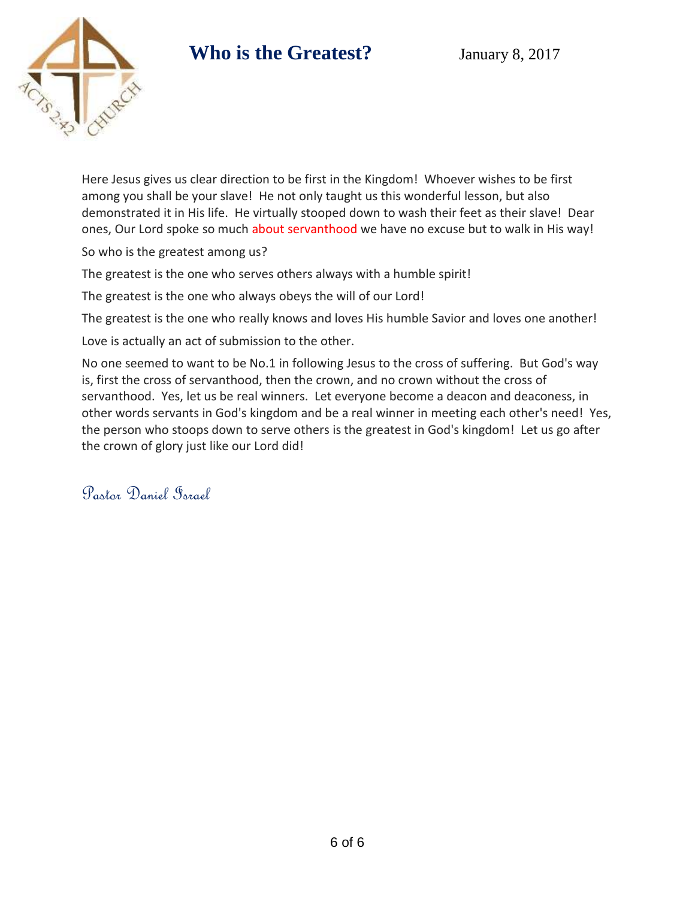# Who is the Greatest?

January 8, 2017

Here Jesus gives us clear direction to be first in the Kingdom! Whoever wishes to be first among you shall be your slave! He not only taught us this wonderful lesson, but also demonstrated it in His life. He virtually stooped down to wash their feet as their slave! Dear ones, Our Lord spoke so much about servanthood we have no excuse but to walk in His way!

So who is the greatest among us?

The greatest is the one who serves others always with a humble spirit!

The greatest is the one who always obeys the will of our Lord!

The greatest is the one who really knows and loves His humble Savior and loves one another!

Love is actually an act of submission to the other.

No one seemed to want to be No.1 in following Jesus to the cross of suffering. But God's way is, first the cross of servanthood, then the crown, and no crown without the cross of servanthood. Yes, let us be real winners. Let everyone become a deacon and deaconess, in other words servants in God's kingdom and be a real winner in meeting each other's need! Yes, the person who stoops down to serve others is the greatest in God's kingdom! Let us go after the crown of glory just like our Lord did!

*Pastor Daniel Israel*